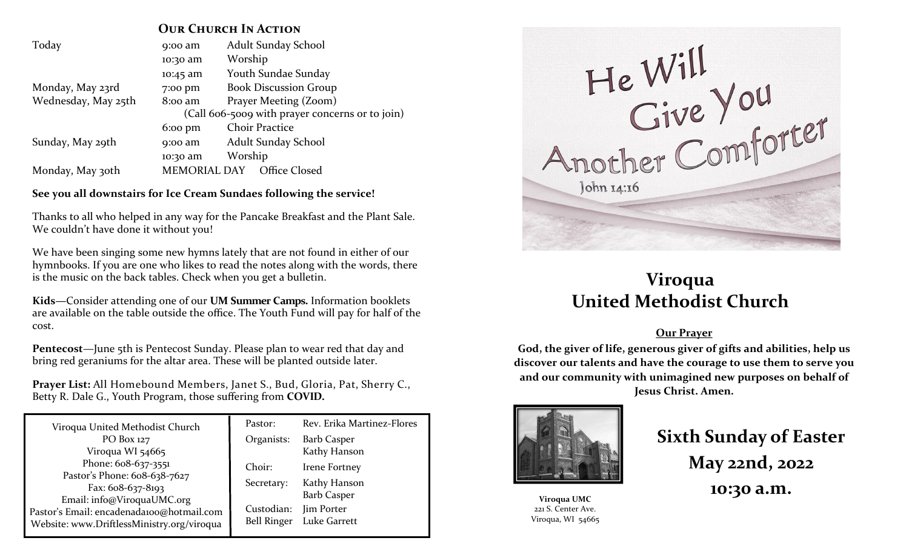## Our Church In Action

| | | |
|---|---|---|
| Today | 9:00 am | Adult Sunday School |
| | 10:30 am | Worship |
| | 10:45 am | Youth Sundae Sunday |
| Monday, May 23rd | 7:00 pm | Book Discussion Group |
| Wednesday, May 25th | 8:00 am | Prayer Meeting (Zoom) |
| | | (Call 606-5009 with prayer concerns or to join) |
| | 6:00 pm | Choir Practice |
| Sunday, May 29th | 9:00 am | Adult Sunday School |
| | 10:30 am | Worship |
| Monday, May 30th | MEMORIAL DAY | Office Closed |

**See you all downstairs for Ice Cream Sundaes following the service!**

Thanks to all who helped in any way for the Pancake Breakfast and the Plant Sale. We couldn't have done it without you!

We have been singing some new hymns lately that are not found in either of our hymnbooks. If you are one who likes to read the notes along with the words, there is the music on the back tables. Check when you get a bulletin.

**Kids**—Consider attending one of our **UM Summer Camps.** Information booklets are available on the table outside the office. The Youth Fund will pay for half of the cost.

**Pentecost**—June 5th is Pentecost Sunday. Please plan to wear red that day and bring red geraniums for the altar area. These will be planted outside later.

**Prayer List:** All Homebound Members, Janet S., Bud, Gloria, Pat, Sherry C., Betty R. Dale G., Youth Program, those suffering from **COVID.**

Viroqua United Methodist Church
PO Box 127
Viroqua WI 54665
Phone: 608-637-3551
Pastor's Phone: 608-638-7627
Fax: 608-637-8193
Email: info@ViroquaUMC.org
Pastor's Email: encadenada100@hotmail.com
Website: www.DriftlessMinistry.org/viroqua

| | |
|---|---|
| Pastor: | Rev. Erika Martinez-Flores |
| Organists: | Barb Casper<br>Kathy Hanson |
| Choir: | Irene Fortney |
| Secretary: | Kathy Hanson<br>Barb Casper |
| Custodian: | Jim Porter |
| Bell Ringer | Luke Garrett |

He Will Give You Another Comforter
John 14:16

# Viroqua United Methodist Church

**Our Prayer**

**God, the giver of life, generous giver of gifts and abilities, help us discover our talents and have the courage to use them to serve you and our community with unimagined new purposes on behalf of Jesus Christ. Amen.**

**Viroqua UMC**
221 S. Center Ave.
Viroqua, WI 54665

## Sixth Sunday of Easter
## May 22nd, 2022
## 10:30 a.m.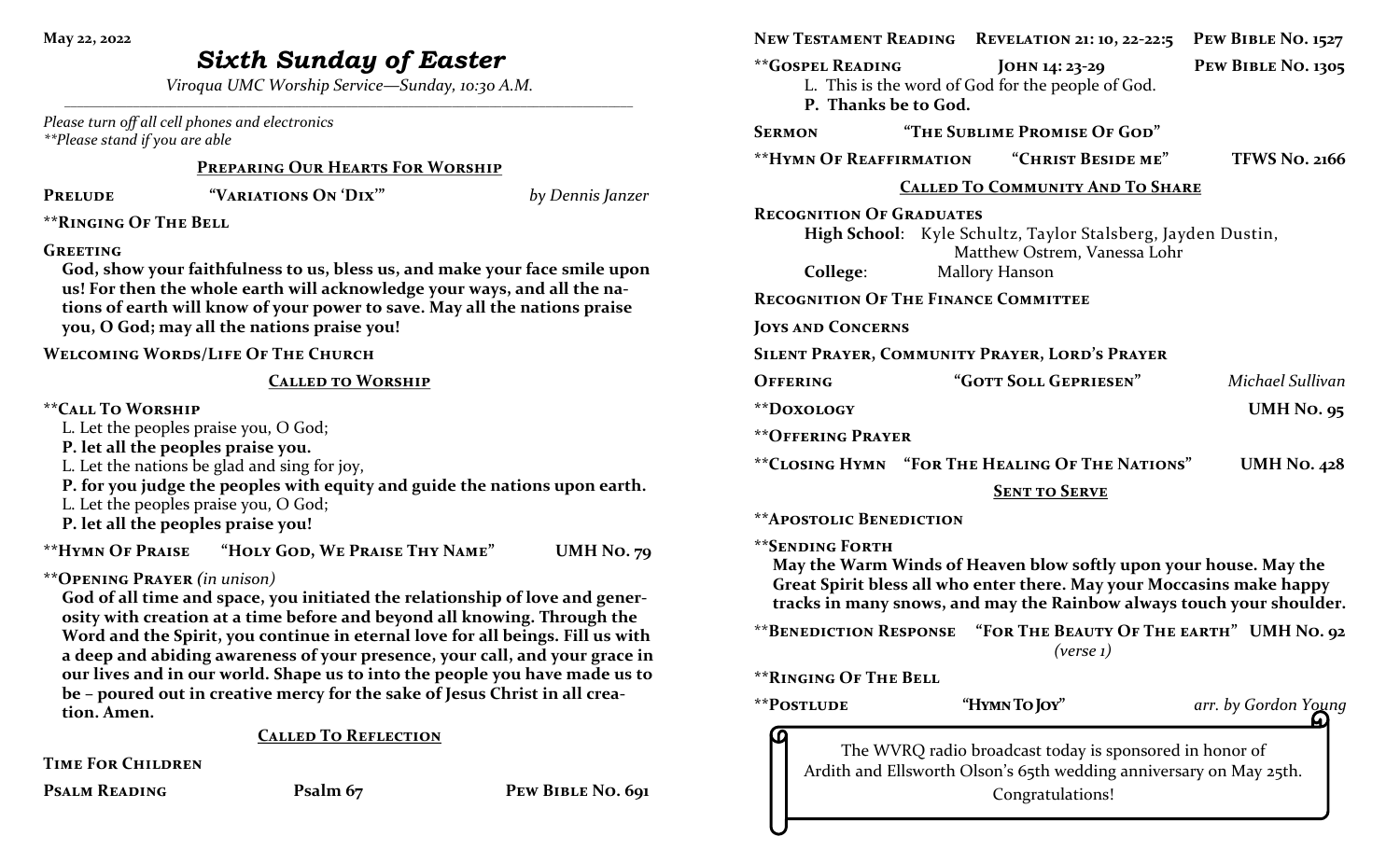May 22, 2022

# *Sixth Sunday of Easter*

*Viroqua UMC Worship Service—Sunday, 10:30 A.M.*

*Please turn off all cell phones and electronics*
*\*\*Please stand if you are able*

## Preparing Our Hearts For Worship

**Prelude** "Variations On 'Dix'" *by Dennis Janzer*

**\*\*Ringing Of The Bell**

**Greeting**

**God, show your faithfulness to us, bless us, and make your face smile upon us! For then the whole earth will acknowledge your ways, and all the nations of earth will know of your power to save. May all the nations praise you, O God; may all the nations praise you!**

**Welcoming Words/Life Of The Church**

## Called to Worship

**\*\*Call To Worship**

L. Let the peoples praise you, O God;
**P. let all the peoples praise you.**
L. Let the nations be glad and sing for joy,
**P. for you judge the peoples with equity and guide the nations upon earth.**
L. Let the peoples praise you, O God;
**P. let all the peoples praise you!**

**\*\*Hymn Of Praise** "Holy God, We Praise Thy Name" **UMH No. 79**

**\*\*Opening Prayer** *(in unison)*

**God of all time and space, you initiated the relationship of love and generosity with creation at a time before and beyond all knowing. Through the Word and the Spirit, you continue in eternal love for all beings. Fill us with a deep and abiding awareness of your presence, your call, and your grace in our lives and in our world. Shape us to into the people you have made us to be – poured out in creative mercy for the sake of Jesus Christ in all creation. Amen.**

## Called To Reflection

**Time For Children**

**Psalm Reading** Psalm 67 **Pew Bible No. 691**

**New Testament Reading** Revelation 21: 10, 22-22:5 **Pew Bible No. 1527**

**\*\*Gospel Reading** John 14: 23-29 **Pew Bible No. 1305**

L. This is the word of God for the people of God.
**P. Thanks be to God.**

**Sermon** "The Sublime Promise Of God"

**\*\*Hymn Of Reaffirmation** "Christ Beside me" **TFWS No. 2166**

## Called To Community And To Share

**Recognition Of Graduates**

**High School**: Kyle Schultz, Taylor Stalsberg, Jayden Dustin, Matthew Ostrem, Vanessa Lohr
**College**: Mallory Hanson

**Recognition Of The Finance Committee**

**Joys and Concerns**

**Silent Prayer, Community Prayer, Lord's Prayer**

**Offering** "Gott Soll Gepriesen" *Michael Sullivan*

**\*\*Doxology** **UMH No. 95**

**\*\*Offering Prayer**

**\*\*Closing Hymn** "For The Healing Of The Nations" **UMH No. 428**

## Sent to Serve

**\*\*Apostolic Benediction**

**\*\*Sending Forth**

**May the Warm Winds of Heaven blow softly upon your house. May the Great Spirit bless all who enter there. May your Moccasins make happy tracks in many snows, and may the Rainbow always touch your shoulder.**

**\*\*Benediction Response** "For The Beauty Of The earth" **UMH No. 92** *(verse 1)*

**\*\*Ringing Of The Bell**

**\*\*Postlude** "Hymn To Joy" *arr. by Gordon Young*

The WVRQ radio broadcast today is sponsored in honor of Ardith and Ellsworth Olson's 65th wedding anniversary on May 25th.
Congratulations!